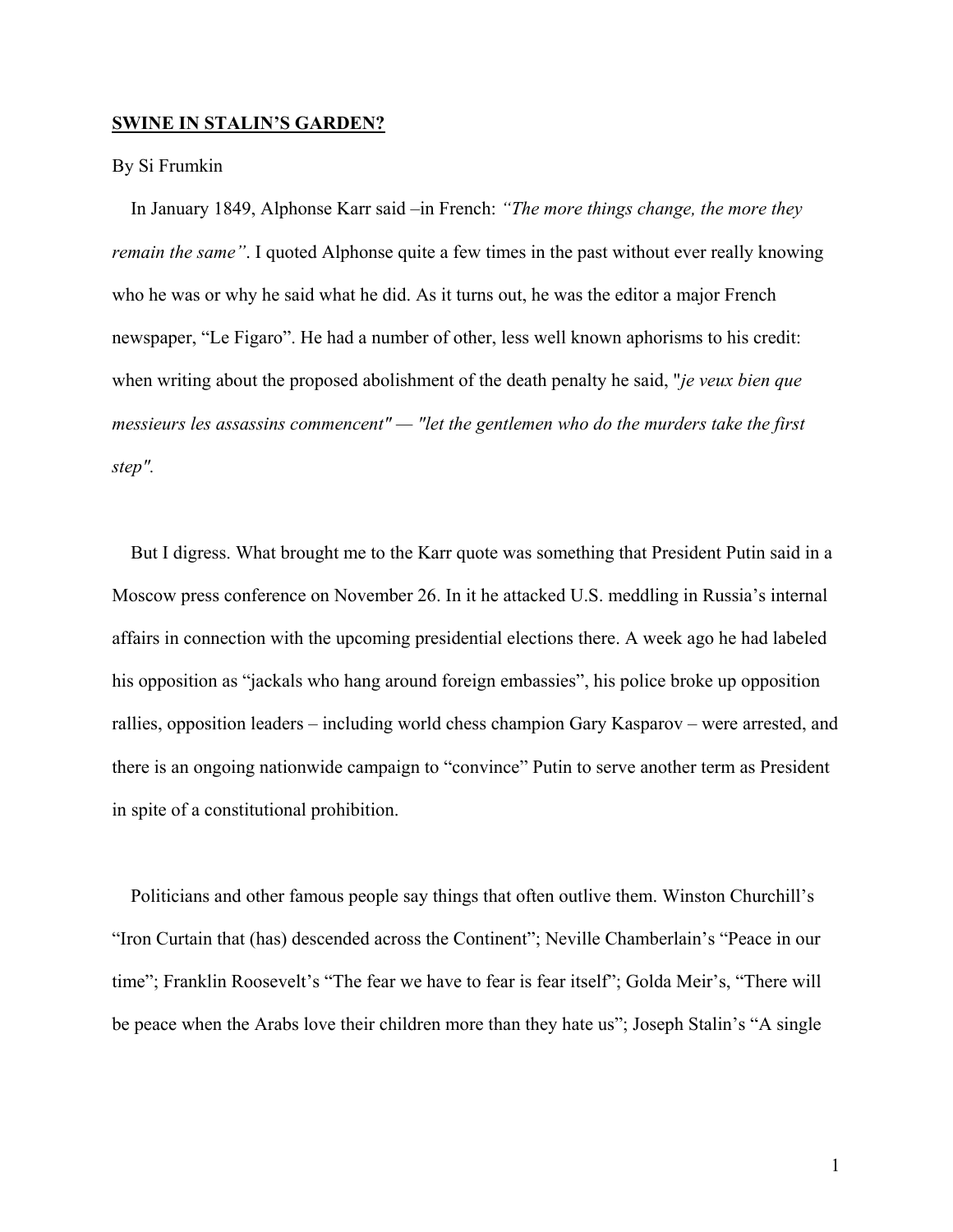**<u>SWINE IN STALIN'S GARDEN?</u>**

By Si Frumkin

In January 1849, Alphonse Karr said –in French: *"The more things change, the more they remain the same"*. I quoted Alphonse quite a few times in the past without ever really knowing who he was or why he said what he did. As it turns out, he was the editor a major French newspaper, "Le Figaro". He had a number of other, less well known aphorisms to his credit: when writing about the proposed abolishment of the death penalty he said, "*je veux bien que messieurs les assassins commencent" — "let the gentlemen who do the murders take the first step"*.

But I digress. What brought me to the Karr quote was something that President Putin said in a Moscow press conference on November 26. In it he attacked U.S. meddling in Russia's internal affairs in connection with the upcoming presidential elections there. A week ago he had labeled his opposition as "jackals who hang around foreign embassies", his police broke up opposition rallies, opposition leaders – including world chess champion Gary Kasparov – were arrested, and there is an ongoing nationwide campaign to "convince" Putin to serve another term as President in spite of a constitutional prohibition.

Politicians and other famous people say things that often outlive them. Winston Churchill's "Iron Curtain that (has) descended across the Continent"; Neville Chamberlain's "Peace in our time"; Franklin Roosevelt's "The fear we have to fear is fear itself"; Golda Meir's, "There will be peace when the Arabs love their children more than they hate us"; Joseph Stalin's "A single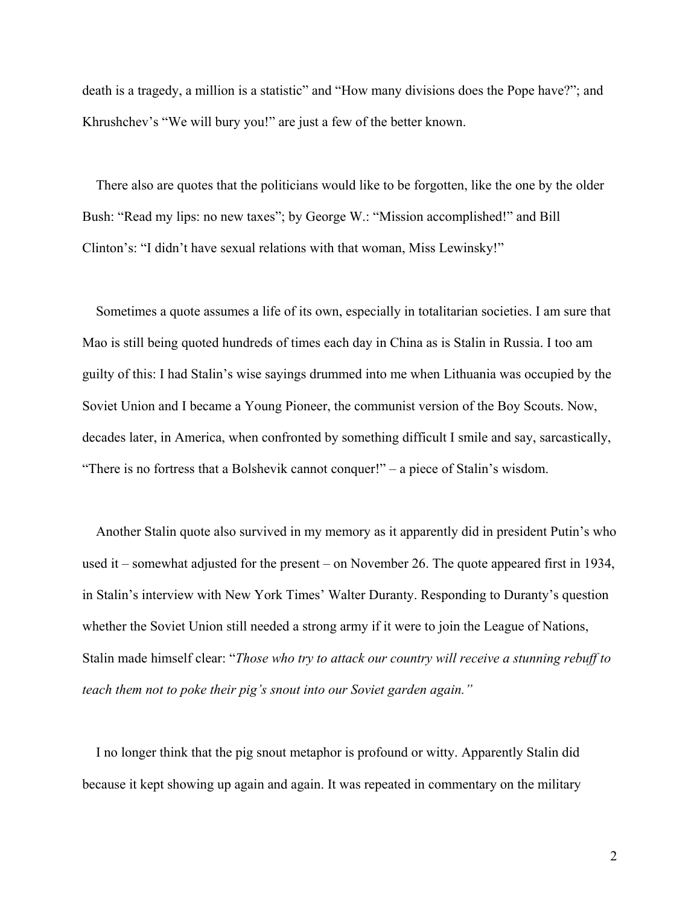death is a tragedy, a million is a statistic" and "How many divisions does the Pope have?"; and Khrushchev's "We will bury you!" are just a few of the better known.

There also are quotes that the politicians would like to be forgotten, like the one by the older Bush: "Read my lips: no new taxes"; by George W.: "Mission accomplished!" and Bill Clinton's: "I didn't have sexual relations with that woman, Miss Lewinsky!"

Sometimes a quote assumes a life of its own, especially in totalitarian societies. I am sure that Mao is still being quoted hundreds of times each day in China as is Stalin in Russia. I too am guilty of this: I had Stalin's wise sayings drummed into me when Lithuania was occupied by the Soviet Union and I became a Young Pioneer, the communist version of the Boy Scouts. Now, decades later, in America, when confronted by something difficult I smile and say, sarcastically, "There is no fortress that a Bolshevik cannot conquer!" – a piece of Stalin's wisdom.

Another Stalin quote also survived in my memory as it apparently did in president Putin's who used it – somewhat adjusted for the present – on November 26. The quote appeared first in 1934, in Stalin's interview with New York Times' Walter Duranty. Responding to Duranty's question whether the Soviet Union still needed a strong army if it were to join the League of Nations, Stalin made himself clear: "*Those who try to attack our country will receive a stunning rebuff to teach them not to poke their pig's snout into our Soviet garden again."*

I no longer think that the pig snout metaphor is profound or witty. Apparently Stalin did because it kept showing up again and again. It was repeated in commentary on the military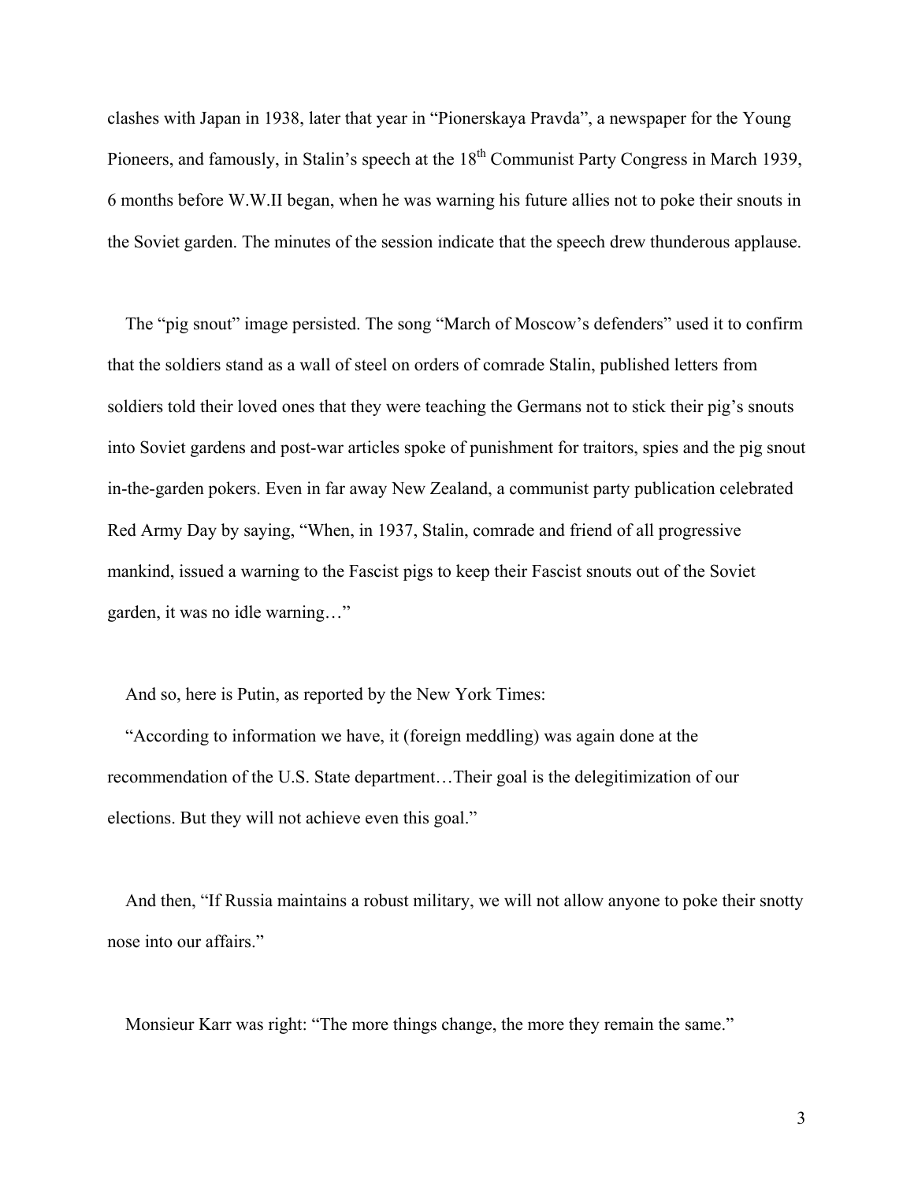clashes with Japan in 1938, later that year in "Pionerskaya Pravda", a newspaper for the Young Pioneers, and famously, in Stalin's speech at the 18th Communist Party Congress in March 1939, 6 months before W.W.II began, when he was warning his future allies not to poke their snouts in the Soviet garden. The minutes of the session indicate that the speech drew thunderous applause.

The "pig snout" image persisted. The song "March of Moscow's defenders" used it to confirm that the soldiers stand as a wall of steel on orders of comrade Stalin, published letters from soldiers told their loved ones that they were teaching the Germans not to stick their pig's snouts into Soviet gardens and post-war articles spoke of punishment for traitors, spies and the pig snout in-the-garden pokers. Even in far away New Zealand, a communist party publication celebrated Red Army Day by saying, "When, in 1937, Stalin, comrade and friend of all progressive mankind, issued a warning to the Fascist pigs to keep their Fascist snouts out of the Soviet garden, it was no idle warning…"

And so, here is Putin, as reported by the New York Times:

"According to information we have, it (foreign meddling) was again done at the recommendation of the U.S. State department…Their goal is the delegitimization of our elections. But they will not achieve even this goal."

And then, "If Russia maintains a robust military, we will not allow anyone to poke their snotty nose into our affairs."

Monsieur Karr was right: "The more things change, the more they remain the same."